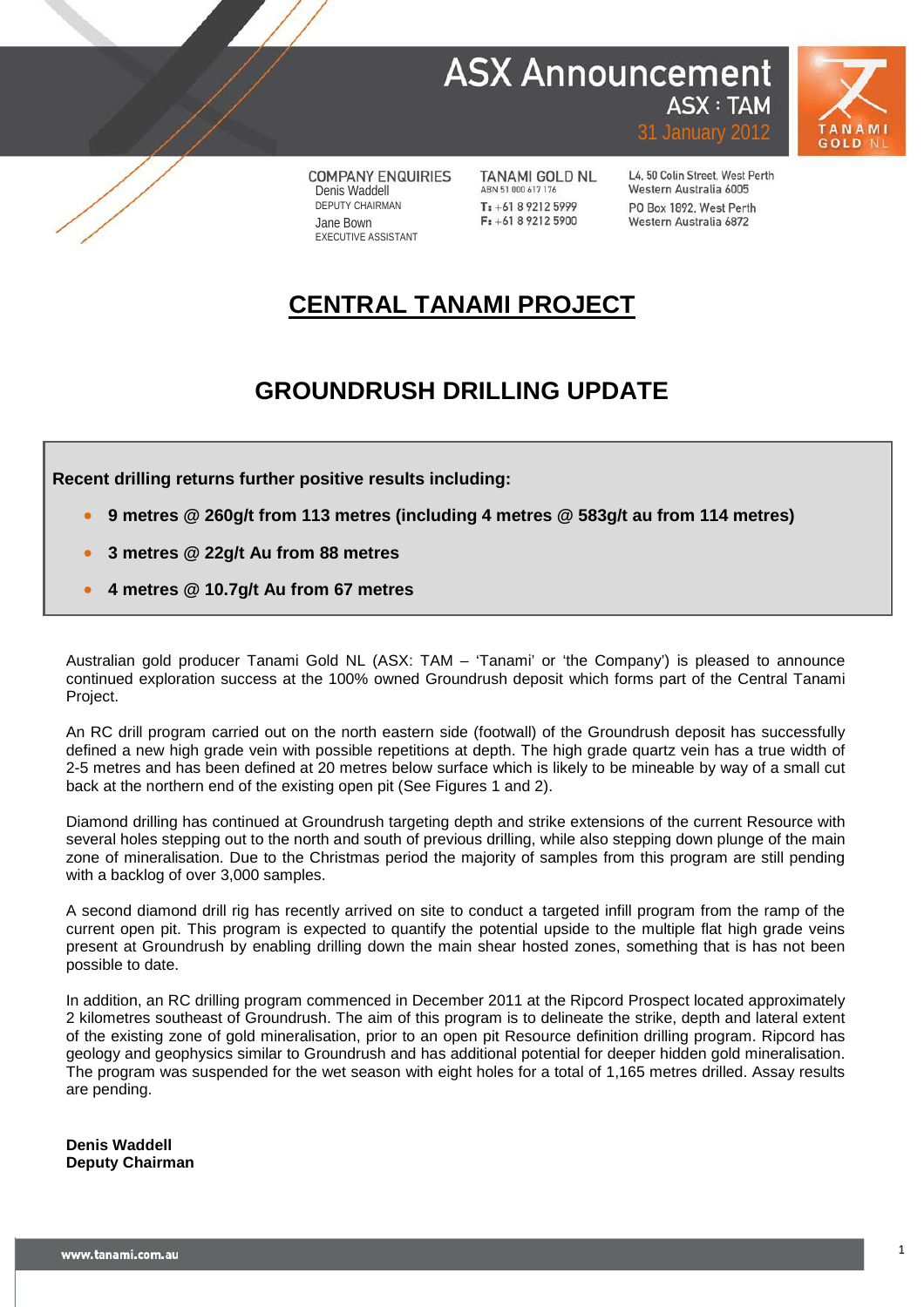# ASX Announcement

ASX : TAM

31 January 2012

COMPANY ENQUIRIES
Denis Waddell
DEPUTY CHAIRMAN
Jane Bown
EXECUTIVE ASSISTANT

TANAMI GOLD NL
ABN 51 000 617 176
T: +61 8 9212 5999
F: +61 8 9212 5900

L4, 50 Colin Street, West Perth
Western Australia 6005
PO Box 1892, West Perth
Western Australia 6872

## CENTRAL TANAMI PROJECT

## GROUNDRUSH DRILLING UPDATE

**Recent drilling returns further positive results including:**

- **9 metres @ 260g/t from 113 metres (including 4 metres @ 583g/t au from 114 metres)**
- **3 metres @ 22g/t Au from 88 metres**
- **4 metres @ 10.7g/t Au from 67 metres**

Australian gold producer Tanami Gold NL (ASX: TAM – 'Tanami' or 'the Company') is pleased to announce continued exploration success at the 100% owned Groundrush deposit which forms part of the Central Tanami Project.

An RC drill program carried out on the north eastern side (footwall) of the Groundrush deposit has successfully defined a new high grade vein with possible repetitions at depth. The high grade quartz vein has a true width of 2-5 metres and has been defined at 20 metres below surface which is likely to be mineable by way of a small cut back at the northern end of the existing open pit (See Figures 1 and 2).

Diamond drilling has continued at Groundrush targeting depth and strike extensions of the current Resource with several holes stepping out to the north and south of previous drilling, while also stepping down plunge of the main zone of mineralisation. Due to the Christmas period the majority of samples from this program are still pending with a backlog of over 3,000 samples.

A second diamond drill rig has recently arrived on site to conduct a targeted infill program from the ramp of the current open pit. This program is expected to quantify the potential upside to the multiple flat high grade veins present at Groundrush by enabling drilling down the main shear hosted zones, something that is has not been possible to date.

In addition, an RC drilling program commenced in December 2011 at the Ripcord Prospect located approximately 2 kilometres southeast of Groundrush. The aim of this program is to delineate the strike, depth and lateral extent of the existing zone of gold mineralisation, prior to an open pit Resource definition drilling program. Ripcord has geology and geophysics similar to Groundrush and has additional potential for deeper hidden gold mineralisation. The program was suspended for the wet season with eight holes for a total of 1,165 metres drilled. Assay results are pending.

**Denis Waddell**
**Deputy Chairman**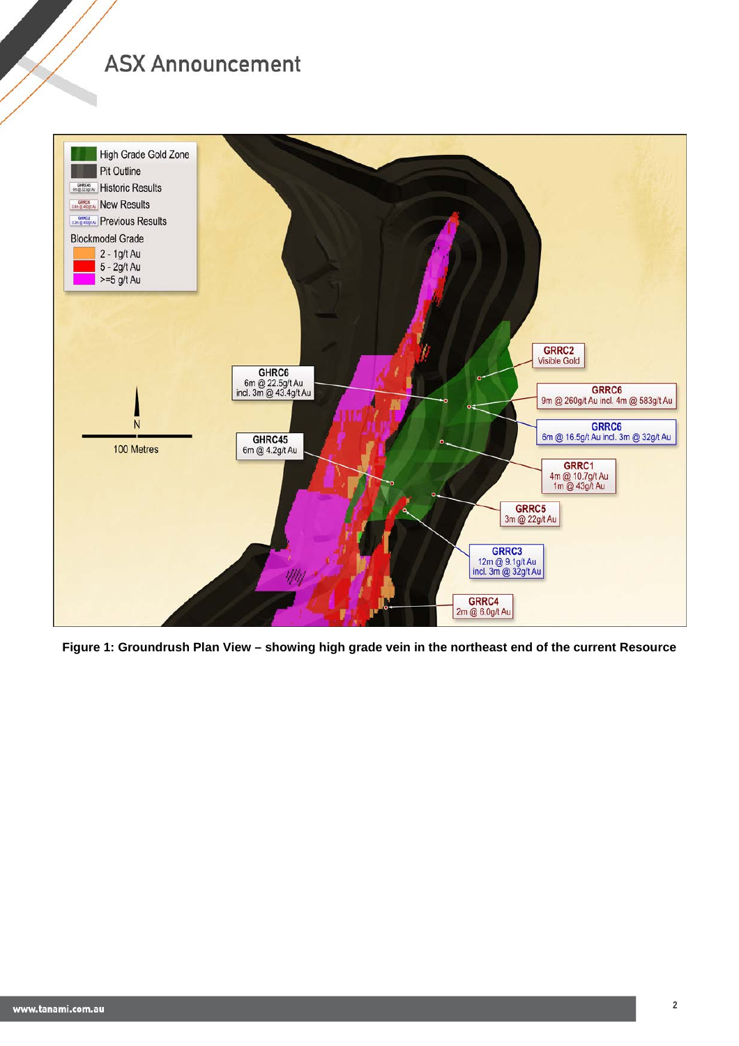High Grade Gold Zone
Pit Outline
Historic Results
New Results
Previous Results
Blockmodel Grade
2 - 1g/t Au
5 - 2g/t Au
>=5 g/t Au

GHRC6
6m @ 22.5g/t Au
incl. 3m @ 43.4g/t Au

GHRC45
6m @ 4.2g/t Au

GRRC2
Visible Gold

GRRC6
9m @ 260g/t Au incl. 4m @ 583g/t Au

GRRC6
6m @ 16.5g/t Au incl. 3m @ 32g/t Au

GRRC1
4m @ 10.7g/t Au
1m @ 43g/t Au

GRRC5
3m @ 22g/t Au

GRRC3
12m @ 9.1g/t Au
incl. 3m @ 32g/t Au

GRRC4
2m @ 6.0g/t Au

N

100 Metres

**Figure 1: Groundrush Plan View – showing high grade vein in the northeast end of the current Resource**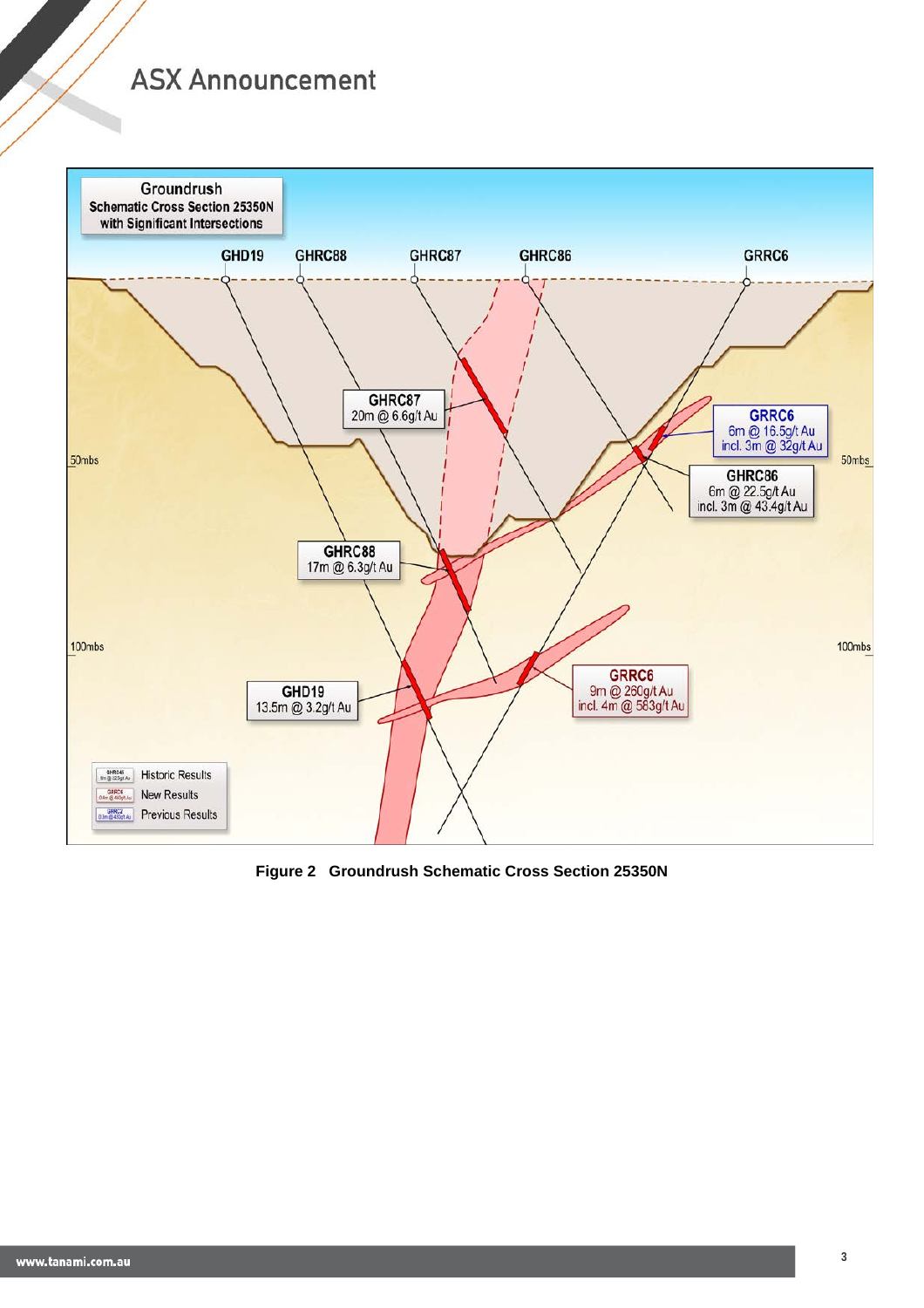**Figure 2 Groundrush Schematic Cross Section 25350N**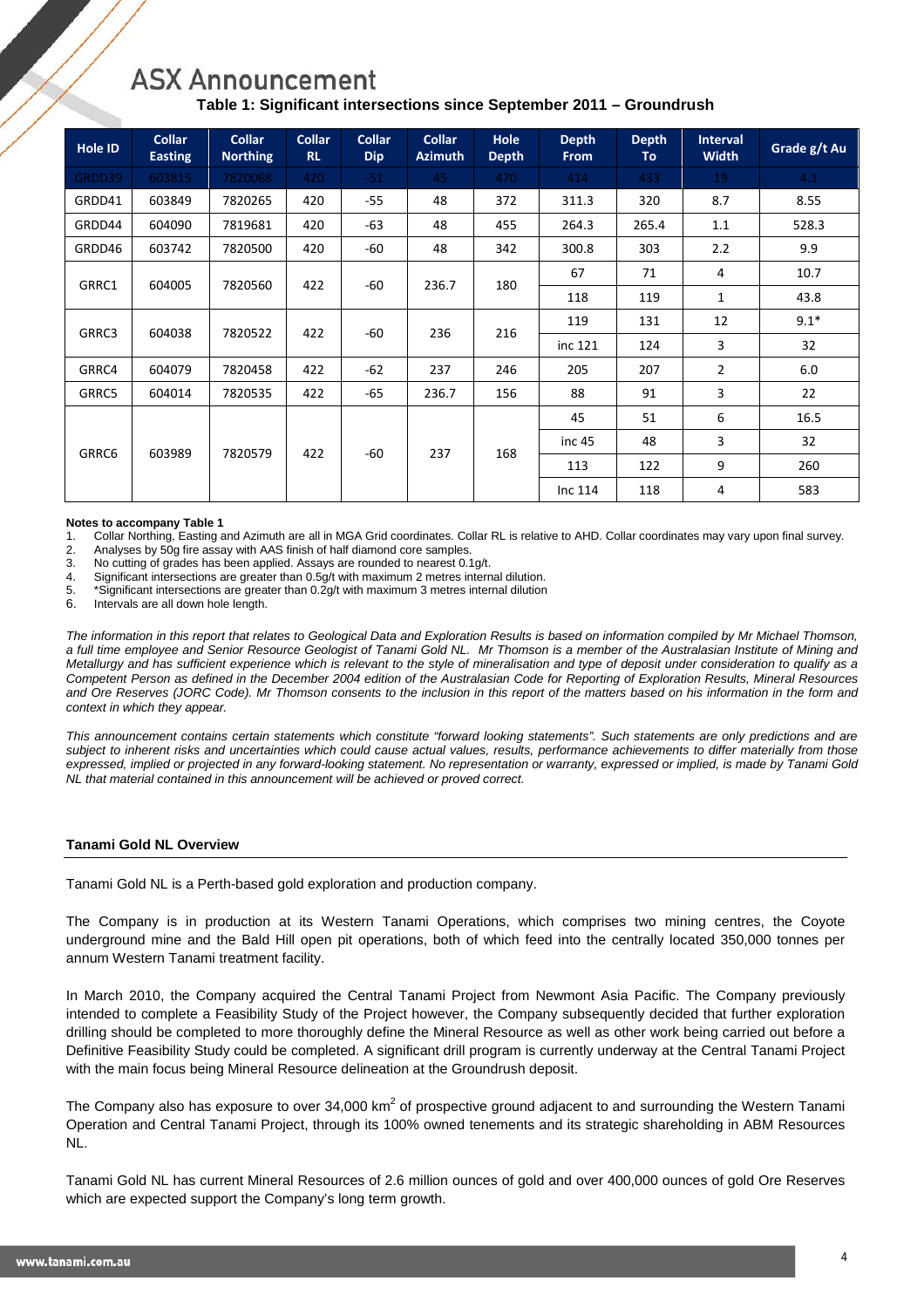**Table 1: Significant intersections since September 2011 – Groundrush**

| Hole ID | Collar Easting | Collar Northing | Collar RL | Collar Dip | Collar Azimuth | Hole Depth | Depth From | Depth To | Interval Width | Grade g/t Au |
|---|---|---|---|---|---|---|---|---|---|---|
| GRDD39 | 603815 | 7820068 | 420 | -51 | 45 | 470 | 414 | 433 | 19 | 4.1 |
| GRDD41 | 603849 | 7820265 | 420 | -55 | 48 | 372 | 311.3 | 320 | 8.7 | 8.55 |
| GRDD44 | 604090 | 7819681 | 420 | -63 | 48 | 455 | 264.3 | 265.4 | 1.1 | 528.3 |
| GRDD46 | 603742 | 7820500 | 420 | -60 | 48 | 342 | 300.8 | 303 | 2.2 | 9.9 |
| GRRC1 | 604005 | 7820560 | 422 | -60 | 236.7 | 180 | 67 | 71 | 4 | 10.7 |
| | | | | | | | 118 | 119 | 1 | 43.8 |
| GRRC3 | 604038 | 7820522 | 422 | -60 | 236 | 216 | 119 | 131 | 12 | 9.1* |
| | | | | | | | inc 121 | 124 | 3 | 32 |
| GRRC4 | 604079 | 7820458 | 422 | -62 | 237 | 246 | 205 | 207 | 2 | 6.0 |
| GRRC5 | 604014 | 7820535 | 422 | -65 | 236.7 | 156 | 88 | 91 | 3 | 22 |
| GRRC6 | 603989 | 7820579 | 422 | -60 | 237 | 168 | 45 | 51 | 6 | 16.5 |
| | | | | | | | inc 45 | 48 | 3 | 32 |
| | | | | | | | 113 | 122 | 9 | 260 |
| | | | | | | | Inc 114 | 118 | 4 | 583 |

**Notes to accompany Table 1**

1. Collar Northing, Easting and Azimuth are all in MGA Grid coordinates. Collar RL is relative to AHD. Collar coordinates may vary upon final survey.
2. Analyses by 50g fire assay with AAS finish of half diamond core samples.
3. No cutting of grades has been applied. Assays are rounded to nearest 0.1g/t.
4. Significant intersections are greater than 0.5g/t with maximum 2 metres internal dilution.
5. *Significant intersections are greater than 0.2g/t with maximum 3 metres internal dilution
6. Intervals are all down hole length.

*The information in this report that relates to Geological Data and Exploration Results is based on information compiled by Mr Michael Thomson, a full time employee and Senior Resource Geologist of Tanami Gold NL. Mr Thomson is a member of the Australasian Institute of Mining and Metallurgy and has sufficient experience which is relevant to the style of mineralisation and type of deposit under consideration to qualify as a Competent Person as defined in the December 2004 edition of the Australasian Code for Reporting of Exploration Results, Mineral Resources and Ore Reserves (JORC Code). Mr Thomson consents to the inclusion in this report of the matters based on his information in the form and context in which they appear.*

*This announcement contains certain statements which constitute "forward looking statements". Such statements are only predictions and are subject to inherent risks and uncertainties which could cause actual values, results, performance achievements to differ materially from those expressed, implied or projected in any forward-looking statement. No representation or warranty, expressed or implied, is made by Tanami Gold NL that material contained in this announcement will be achieved or proved correct.*

**Tanami Gold NL Overview**

Tanami Gold NL is a Perth-based gold exploration and production company.

The Company is in production at its Western Tanami Operations, which comprises two mining centres, the Coyote underground mine and the Bald Hill open pit operations, both of which feed into the centrally located 350,000 tonnes per annum Western Tanami treatment facility.

In March 2010, the Company acquired the Central Tanami Project from Newmont Asia Pacific. The Company previously intended to complete a Feasibility Study of the Project however, the Company subsequently decided that further exploration drilling should be completed to more thoroughly define the Mineral Resource as well as other work being carried out before a Definitive Feasibility Study could be completed. A significant drill program is currently underway at the Central Tanami Project with the main focus being Mineral Resource delineation at the Groundrush deposit.

The Company also has exposure to over 34,000 km$^2$ of prospective ground adjacent to and surrounding the Western Tanami Operation and Central Tanami Project, through its 100% owned tenements and its strategic shareholding in ABM Resources NL.

Tanami Gold NL has current Mineral Resources of 2.6 million ounces of gold and over 400,000 ounces of gold Ore Reserves which are expected support the Company's long term growth.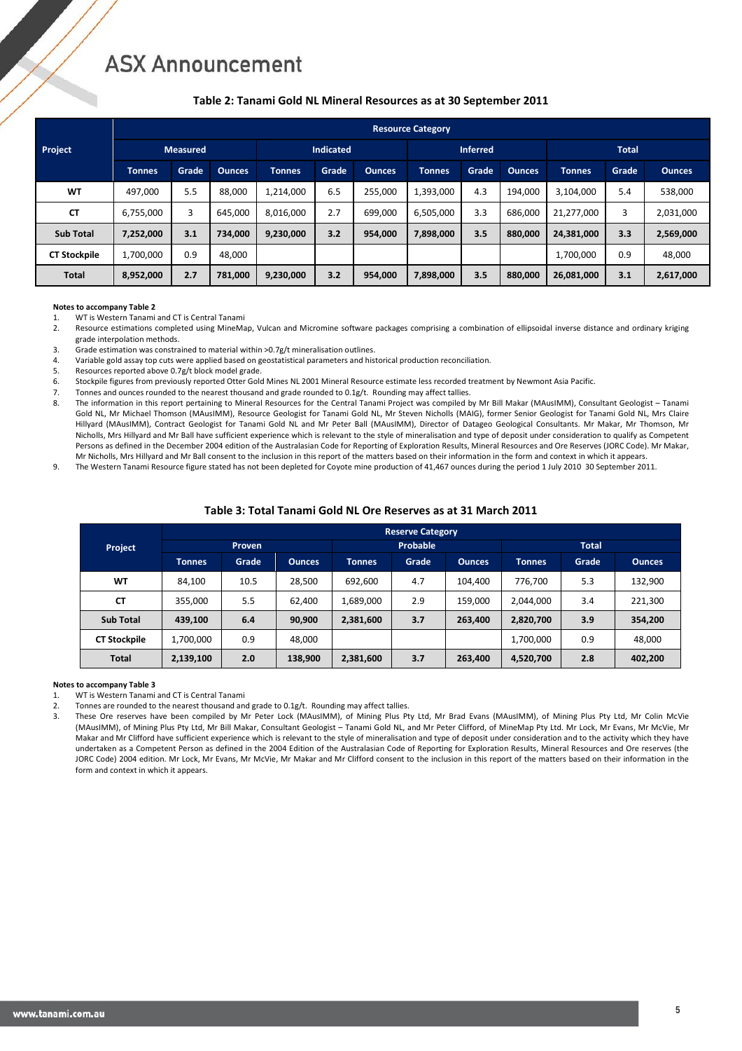**Table 2: Tanami Gold NL Mineral Resources as at 30 September 2011**

| Project | Resource Category | | | | | | | | | | | |
|---|---|---|---|---|---|---|---|---|---|---|---|---|
| | Measured | | | Indicated | | | Inferred | | | Total | | |
| | Tonnes | Grade | Ounces | Tonnes | Grade | Ounces | Tonnes | Grade | Ounces | Tonnes | Grade | Ounces |
| WT | 497,000 | 5.5 | 88,000 | 1,214,000 | 6.5 | 255,000 | 1,393,000 | 4.3 | 194,000 | 3,104,000 | 5.4 | 538,000 |
| CT | 6,755,000 | 3 | 645,000 | 8,016,000 | 2.7 | 699,000 | 6,505,000 | 3.3 | 686,000 | 21,277,000 | 3 | 2,031,000 |
| **Sub Total** | **7,252,000** | **3.1** | **734,000** | **9,230,000** | **3.2** | **954,000** | **7,898,000** | **3.5** | **880,000** | **24,381,000** | **3.3** | **2,569,000** |
| CT Stockpile | 1,700,000 | 0.9 | 48,000 | | | | | | | 1,700,000 | 0.9 | 48,000 |
| **Total** | **8,952,000** | **2.7** | **781,000** | **9,230,000** | **3.2** | **954,000** | **7,898,000** | **3.5** | **880,000** | **26,081,000** | **3.1** | **2,617,000** |

**Notes to accompany Table 2**

1. WT is Western Tanami and CT is Central Tanami
2. Resource estimations completed using MineMap, Vulcan and Micromine software packages comprising a combination of ellipsoidal inverse distance and ordinary kriging grade interpolation methods.
3. Grade estimation was constrained to material within >0.7g/t mineralisation outlines.
4. Variable gold assay top cuts were applied based on geostatistical parameters and historical production reconciliation.
5. Resources reported above 0.7g/t block model grade.
6. Stockpile figures from previously reported Otter Gold Mines NL 2001 Mineral Resource estimate less recorded treatment by Newmont Asia Pacific.
7. Tonnes and ounces rounded to the nearest thousand and grade rounded to 0.1g/t. Rounding may affect tallies.
8. The information in this report pertaining to Mineral Resources for the Central Tanami Project was compiled by Mr Bill Makar (MAusIMM), Consultant Geologist – Tanami Gold NL, Mr Michael Thomson (MAusIMM), Resource Geologist for Tanami Gold NL, Mr Steven Nicholls (MAIG), former Senior Geologist for Tanami Gold NL, Mrs Claire Hillyard (MAusIMM), Contract Geologist for Tanami Gold NL and Mr Peter Ball (MAusIMM), Director of Datageo Geological Consultants. Mr Makar, Mr Thomson, Mr Nicholls, Mrs Hillyard and Mr Ball have sufficient experience which is relevant to the style of mineralisation and type of deposit under consideration to qualify as Competent Persons as defined in the December 2004 edition of the Australasian Code for Reporting of Exploration Results, Mineral Resources and Ore Reserves (JORC Code). Mr Makar, Mr Nicholls, Mrs Hillyard and Mr Ball consent to the inclusion in this report of the matters based on their information in the form and context in which it appears.
9. The Western Tanami Resource figure stated has not been depleted for Coyote mine production of 41,467 ounces during the period 1 July 2010 30 September 2011.

**Table 3: Total Tanami Gold NL Ore Reserves as at 31 March 2011**

| Project | Reserve Category | | | | | | | | |
|---|---|---|---|---|---|---|---|---|---|
| | Proven | | | Probable | | | Total | | |
| | Tonnes | Grade | Ounces | Tonnes | Grade | Ounces | Tonnes | Grade | Ounces |
| WT | 84,100 | 10.5 | 28,500 | 692,600 | 4.7 | 104,400 | 776,700 | 5.3 | 132,900 |
| CT | 355,000 | 5.5 | 62,400 | 1,689,000 | 2.9 | 159,000 | 2,044,000 | 3.4 | 221,300 |
| **Sub Total** | **439,100** | **6.4** | **90,900** | **2,381,600** | **3.7** | **263,400** | **2,820,700** | **3.9** | **354,200** |
| CT Stockpile | 1,700,000 | 0.9 | 48,000 | | | | 1,700,000 | 0.9 | 48,000 |
| **Total** | **2,139,100** | **2.0** | **138,900** | **2,381,600** | **3.7** | **263,400** | **4,520,700** | **2.8** | **402,200** |

**Notes to accompany Table 3**

1. WT is Western Tanami and CT is Central Tanami
2. Tonnes are rounded to the nearest thousand and grade to 0.1g/t. Rounding may affect tallies.
3. These Ore reserves have been compiled by Mr Peter Lock (MAusIMM), of Mining Plus Pty Ltd, Mr Brad Evans (MAusIMM), of Mining Plus Pty Ltd, Mr Colin McVie (MAusIMM), of Mining Plus Pty Ltd, Mr Bill Makar, Consultant Geologist – Tanami Gold NL, and Mr Peter Clifford, of MineMap Pty Ltd. Mr Lock, Mr Evans, Mr McVie, Mr Makar and Mr Clifford have sufficient experience which is relevant to the style of mineralisation and type of deposit under consideration and to the activity which they have undertaken as a Competent Person as defined in the 2004 Edition of the Australasian Code of Reporting for Exploration Results, Mineral Resources and Ore reserves (the JORC Code) 2004 edition. Mr Lock, Mr Evans, Mr McVie, Mr Makar and Mr Clifford consent to the inclusion in this report of the matters based on their information in the form and context in which it appears.